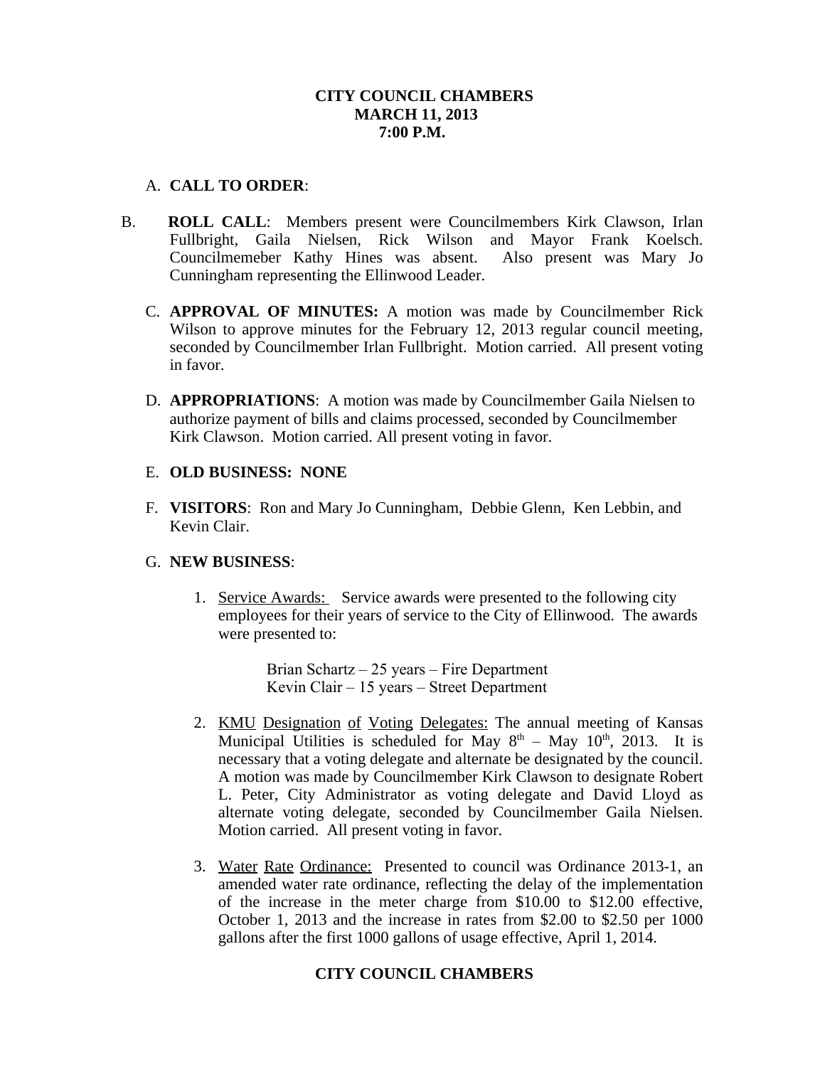**CITY COUNCIL CHAMBERS**
**MARCH 11, 2013**
**7:00 P.M.**

A. **CALL TO ORDER**:

B. **ROLL CALL**: Members present were Councilmembers Kirk Clawson, Irlan Fullbright, Gaila Nielsen, Rick Wilson and Mayor Frank Koelsch. Councilmemeber Kathy Hines was absent. Also present was Mary Jo Cunningham representing the Ellinwood Leader.

C. **APPROVAL OF MINUTES:** A motion was made by Councilmember Rick Wilson to approve minutes for the February 12, 2013 regular council meeting, seconded by Councilmember Irlan Fullbright. Motion carried. All present voting in favor.

D. **APPROPRIATIONS**: A motion was made by Councilmember Gaila Nielsen to authorize payment of bills and claims processed, seconded by Councilmember Kirk Clawson. Motion carried. All present voting in favor.

E. **OLD BUSINESS: NONE**

F. **VISITORS**: Ron and Mary Jo Cunningham, Debbie Glenn, Ken Lebbin, and Kevin Clair.

G. **NEW BUSINESS**:

1. Service Awards: Service awards were presented to the following city employees for their years of service to the City of Ellinwood. The awards were presented to:

   Brian Schartz – 25 years – Fire Department
   Kevin Clair – 15 years – Street Department

2. KMU Designation of Voting Delegates: The annual meeting of Kansas Municipal Utilities is scheduled for May 8th – May 10th, 2013. It is necessary that a voting delegate and alternate be designated by the council. A motion was made by Councilmember Kirk Clawson to designate Robert L. Peter, City Administrator as voting delegate and David Lloyd as alternate voting delegate, seconded by Councilmember Gaila Nielsen. Motion carried. All present voting in favor.

3. Water Rate Ordinance: Presented to council was Ordinance 2013-1, an amended water rate ordinance, reflecting the delay of the implementation of the increase in the meter charge from $10.00 to $12.00 effective, October 1, 2013 and the increase in rates from $2.00 to $2.50 per 1000 gallons after the first 1000 gallons of usage effective, April 1, 2014.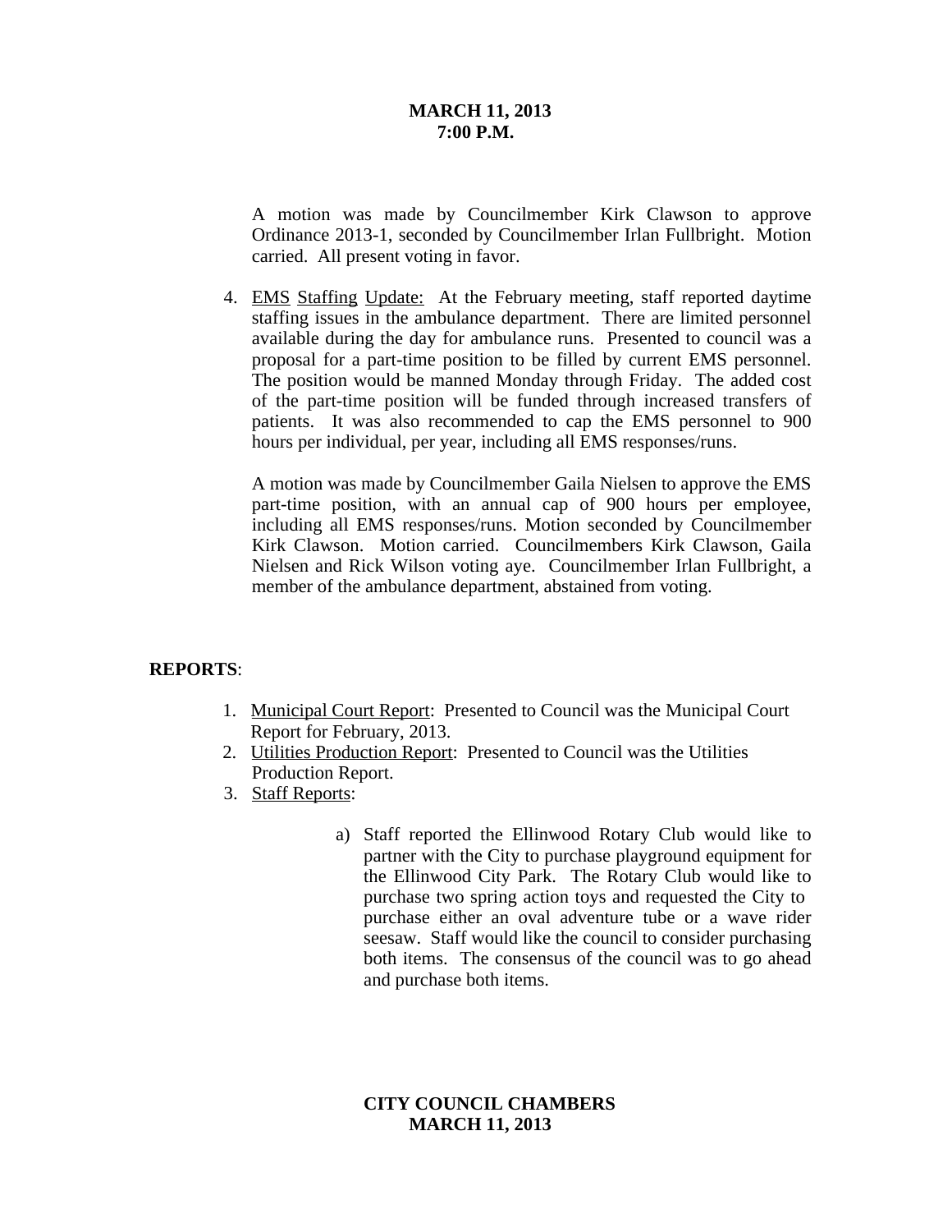A motion was made by Councilmember Kirk Clawson to approve Ordinance 2013-1, seconded by Councilmember Irlan Fullbright. Motion carried. All present voting in favor.

4. EMS Staffing Update: At the February meeting, staff reported daytime staffing issues in the ambulance department. There are limited personnel available during the day for ambulance runs. Presented to council was a proposal for a part-time position to be filled by current EMS personnel. The position would be manned Monday through Friday. The added cost of the part-time position will be funded through increased transfers of patients. It was also recommended to cap the EMS personnel to 900 hours per individual, per year, including all EMS responses/runs.

   A motion was made by Councilmember Gaila Nielsen to approve the EMS part-time position, with an annual cap of 900 hours per employee, including all EMS responses/runs. Motion seconded by Councilmember Kirk Clawson. Motion carried. Councilmembers Kirk Clawson, Gaila Nielsen and Rick Wilson voting aye. Councilmember Irlan Fullbright, a member of the ambulance department, abstained from voting.

**REPORTS**:

1. Municipal Court Report: Presented to Council was the Municipal Court Report for February, 2013.
2. Utilities Production Report: Presented to Council was the Utilities Production Report.
3. Staff Reports:

   a) Staff reported the Ellinwood Rotary Club would like to partner with the City to purchase playground equipment for the Ellinwood City Park. The Rotary Club would like to purchase two spring action toys and requested the City to purchase either an oval adventure tube or a wave rider seesaw. Staff would like the council to consider purchasing both items. The consensus of the council was to go ahead and purchase both items.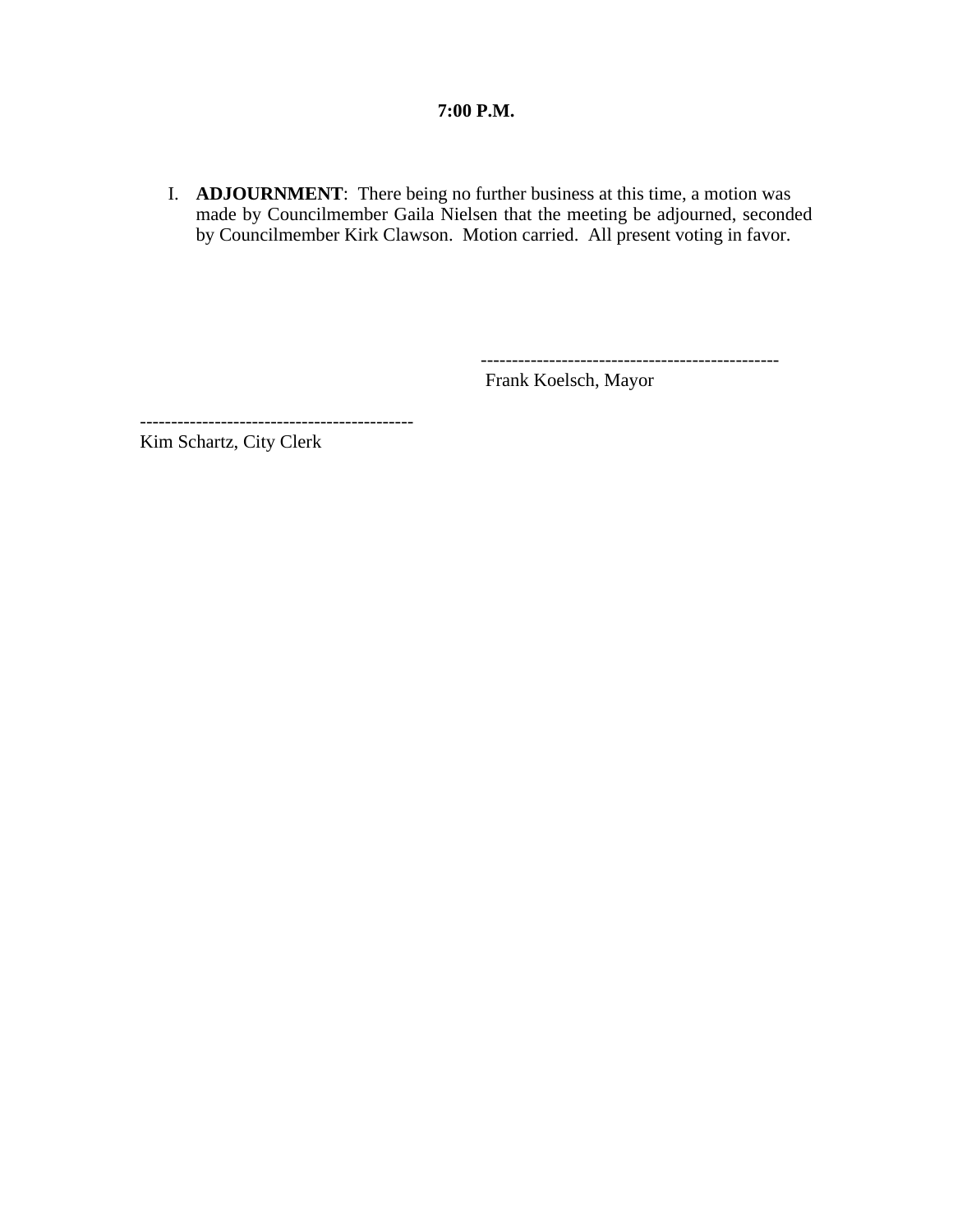**7:00 P.M.**

I. **ADJOURNMENT**: There being no further business at this time, a motion was made by Councilmember Gaila Nielsen that the meeting be adjourned, seconded by Councilmember Kirk Clawson. Motion carried. All present voting in favor.

------------------------------------------------
Frank Koelsch, Mayor

--------------------------------------------
Kim Schartz, City Clerk